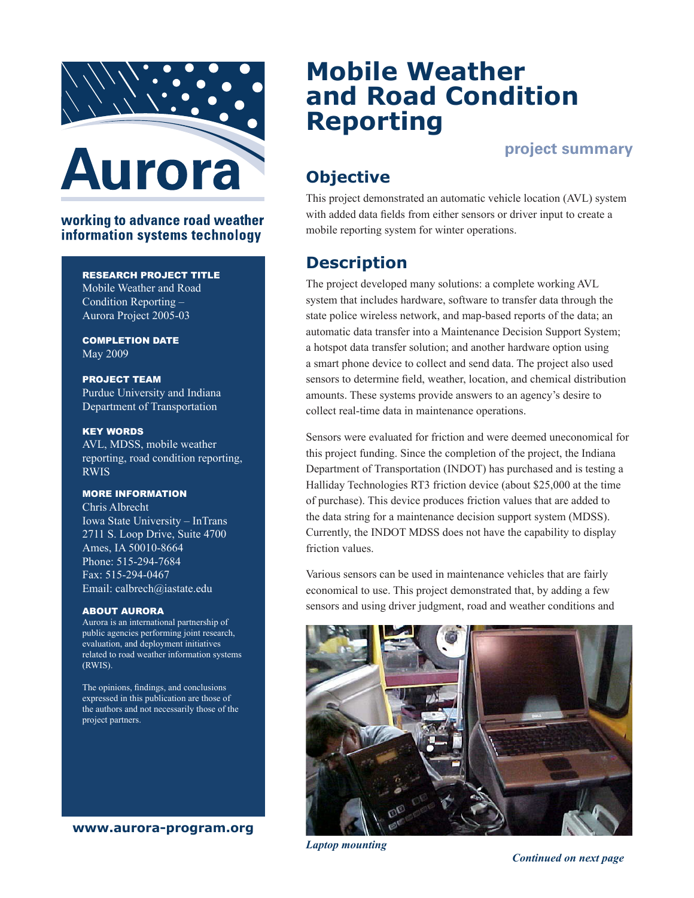# Mobile Weather and Road Condition Reporting

**project summary**

Aurora

**working to advance road weather information systems technology**

**RESEARCH PROJECT TITLE**
Mobile Weather and Road Condition Reporting – Aurora Project 2005-03

**COMPLETION DATE**
May 2009

**PROJECT TEAM**
Purdue University and Indiana Department of Transportation

**KEY WORDS**
AVL, MDSS, mobile weather reporting, road condition reporting, RWIS

**MORE INFORMATION**
Chris Albrecht
Iowa State University – InTrans
2711 S. Loop Drive, Suite 4700
Ames, IA 50010-8664
Phone: 515-294-7684
Fax: 515-294-0467
Email: calbrech@iastate.edu

**ABOUT AURORA**
Aurora is an international partnership of public agencies performing joint research, evaluation, and deployment initiatives related to road weather information systems (RWIS).

The opinions, findings, and conclusions expressed in this publication are those of the authors and not necessarily those of the project partners.

**www.aurora-program.org**

## Objective

This project demonstrated an automatic vehicle location (AVL) system with added data fields from either sensors or driver input to create a mobile reporting system for winter operations.

## Description

The project developed many solutions: a complete working AVL system that includes hardware, software to transfer data through the state police wireless network, and map-based reports of the data; an automatic data transfer into a Maintenance Decision Support System; a hotspot data transfer solution; and another hardware option using a smart phone device to collect and send data. The project also used sensors to determine field, weather, location, and chemical distribution amounts. These systems provide answers to an agency's desire to collect real-time data in maintenance operations.

Sensors were evaluated for friction and were deemed uneconomical for this project funding. Since the completion of the project, the Indiana Department of Transportation (INDOT) has purchased and is testing a Halliday Technologies RT3 friction device (about $25,000 at the time of purchase). This device produces friction values that are added to the data string for a maintenance decision support system (MDSS). Currently, the INDOT MDSS does not have the capability to display friction values.

Various sensors can be used in maintenance vehicles that are fairly economical to use. This project demonstrated that, by adding a few sensors and using driver judgment, road and weather conditions and

*Laptop mounting*

*Continued on next page*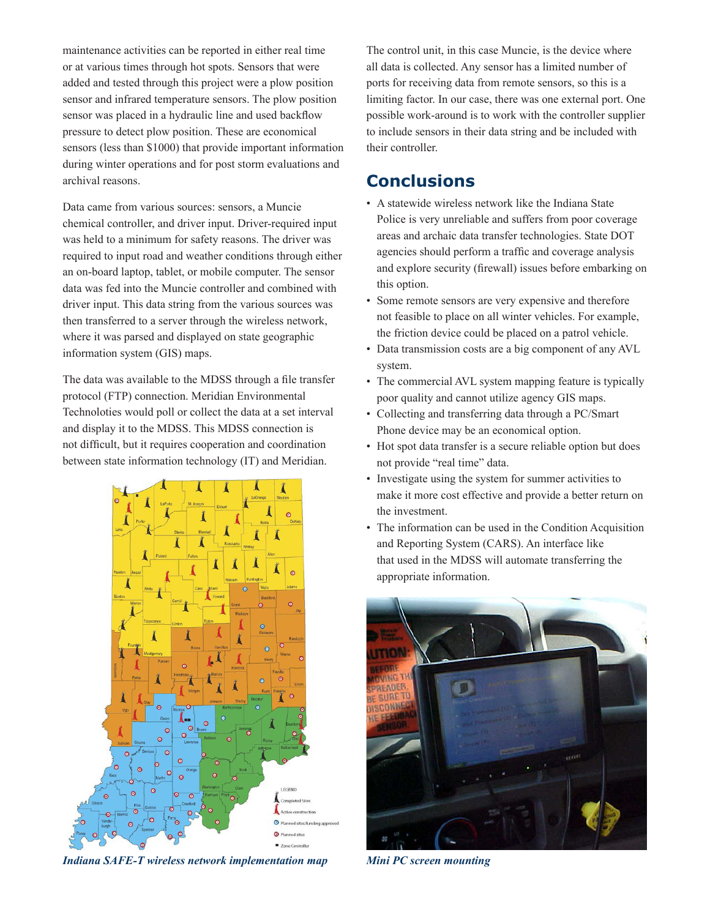maintenance activities can be reported in either real time or at various times through hot spots. Sensors that were added and tested through this project were a plow position sensor and infrared temperature sensors. The plow position sensor was placed in a hydraulic line and used backflow pressure to detect plow position. These are economical sensors (less than $1000) that provide important information during winter operations and for post storm evaluations and archival reasons.

Data came from various sources: sensors, a Muncie chemical controller, and driver input. Driver-required input was held to a minimum for safety reasons. The driver was required to input road and weather conditions through either an on-board laptop, tablet, or mobile computer. The sensor data was fed into the Muncie controller and combined with driver input. This data string from the various sources was then transferred to a server through the wireless network, where it was parsed and displayed on state geographic information system (GIS) maps.

The data was available to the MDSS through a file transfer protocol (FTP) connection. Meridian Environmental Technoloties would poll or collect the data at a set interval and display it to the MDSS. This MDSS connection is not difficult, but it requires cooperation and coordination between state information technology (IT) and Meridian.

*Indiana SAFE-T wireless network implementation map*

The control unit, in this case Muncie, is the device where all data is collected. Any sensor has a limited number of ports for receiving data from remote sensors, so this is a limiting factor. In our case, there was one external port. One possible work-around is to work with the controller supplier to include sensors in their data string and be included with their controller.

## Conclusions

- A statewide wireless network like the Indiana State Police is very unreliable and suffers from poor coverage areas and archaic data transfer technologies. State DOT agencies should perform a traffic and coverage analysis and explore security (firewall) issues before embarking on this option.
- Some remote sensors are very expensive and therefore not feasible to place on all winter vehicles. For example, the friction device could be placed on a patrol vehicle.
- Data transmission costs are a big component of any AVL system.
- The commercial AVL system mapping feature is typically poor quality and cannot utilize agency GIS maps.
- Collecting and transferring data through a PC/Smart Phone device may be an economical option.
- Hot spot data transfer is a secure reliable option but does not provide "real time" data.
- Investigate using the system for summer activities to make it more cost effective and provide a better return on the investment.
- The information can be used in the Condition Acquisition and Reporting System (CARS). An interface like that used in the MDSS will automate transferring the appropriate information.

*Mini PC screen mounting*